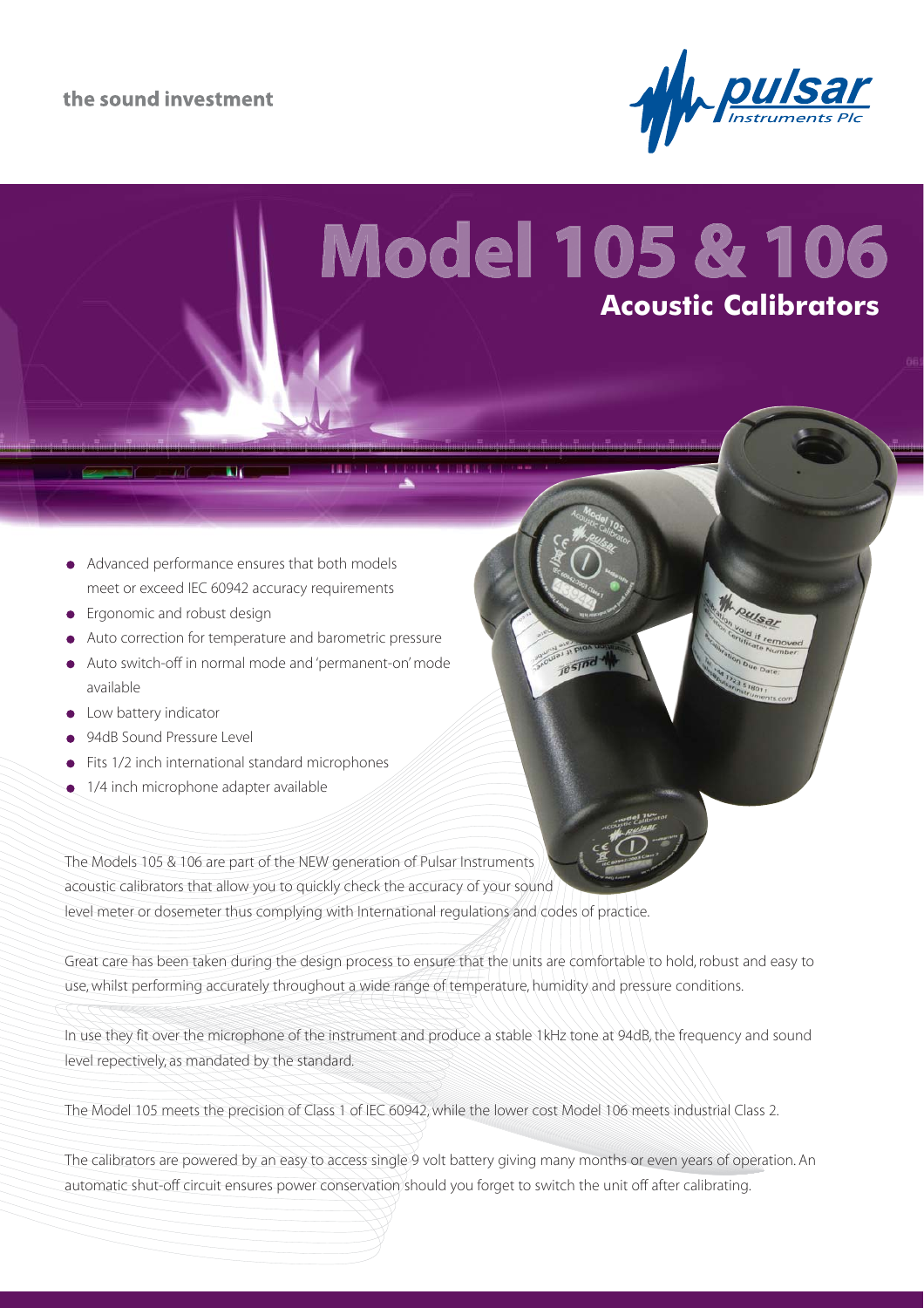the sound investment

# Model 105 & 106

## Acoustic Calibrators

- Advanced performance ensures that both models meet or exceed IEC 60942 accuracy requirements
- Ergonomic and robust design
- Auto correction for temperature and barometric pressure
- Auto switch-off in normal mode and 'permanent-on' mode available
- Low battery indicator
- 94dB Sound Pressure Level
- Fits 1/2 inch international standard microphones
- 1/4 inch microphone adapter available

The Models 105 & 106 are part of the NEW generation of Pulsar Instruments acoustic calibrators that allow you to quickly check the accuracy of your sound level meter or dosemeter thus complying with International regulations and codes of practice.

Great care has been taken during the design process to ensure that the units are comfortable to hold, robust and easy to use, whilst performing accurately throughout a wide range of temperature, humidity and pressure conditions.

In use they fit over the microphone of the instrument and produce a stable 1kHz tone at 94dB, the frequency and sound level repectively, as mandated by the standard.

The Model 105 meets the precision of Class 1 of IEC 60942, while the lower cost Model 106 meets industrial Class 2.

The calibrators are powered by an easy to access single 9 volt battery giving many months or even years of operation. An automatic shut-off circuit ensures power conservation should you forget to switch the unit off after calibrating.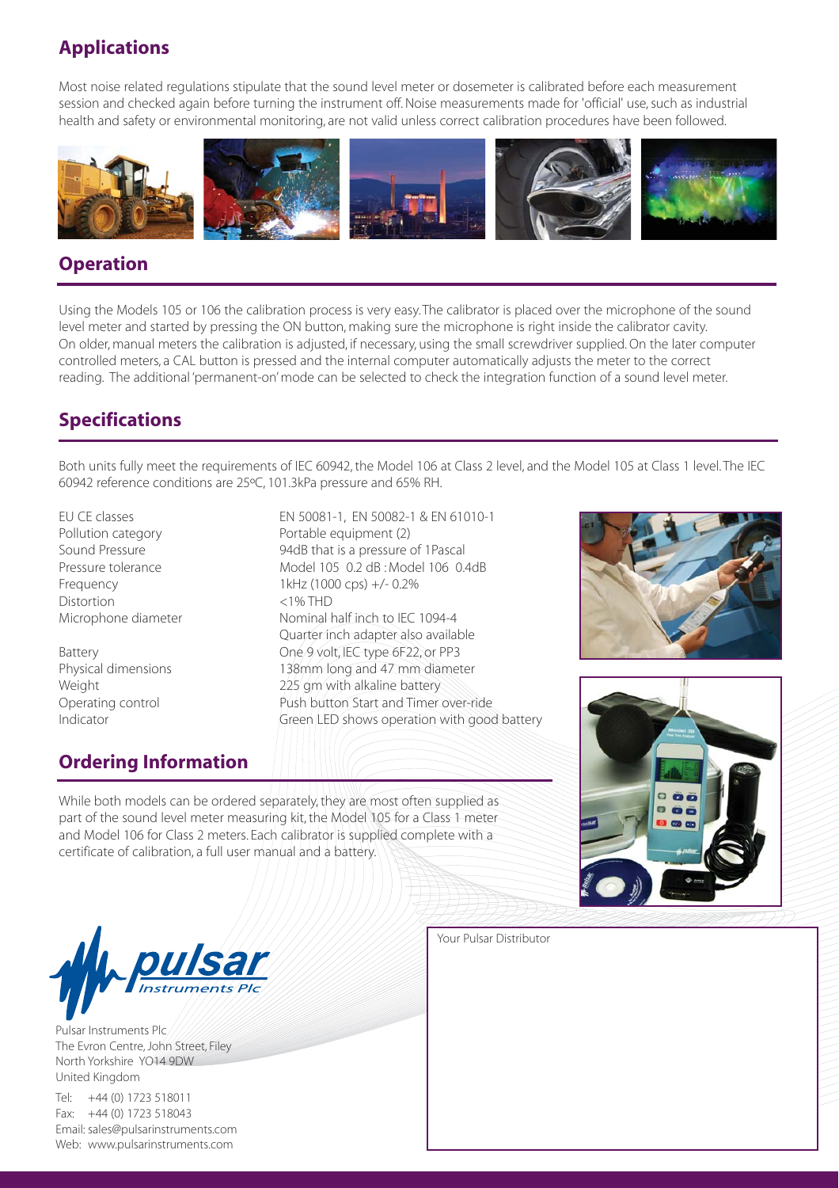## Applications

Most noise related regulations stipulate that the sound level meter or dosemeter is calibrated before each measurement session and checked again before turning the instrument off. Noise measurements made for 'official' use, such as industrial health and safety or environmental monitoring, are not valid unless correct calibration procedures have been followed.

## Operation

Using the Models 105 or 106 the calibration process is very easy. The calibrator is placed over the microphone of the sound level meter and started by pressing the ON button, making sure the microphone is right inside the calibrator cavity. On older, manual meters the calibration is adjusted, if necessary, using the small screwdriver supplied. On the later computer controlled meters, a CAL button is pressed and the internal computer automatically adjusts the meter to the correct reading. The additional 'permanent-on' mode can be selected to check the integration function of a sound level meter.

## Specifications

Both units fully meet the requirements of IEC 60942, the Model 106 at Class 2 level, and the Model 105 at Class 1 level. The IEC 60942 reference conditions are 25ºC, 101.3kPa pressure and 65% RH.

| | |
|---|---|
| EU CE classes | EN 50081-1, EN 50082-1 & EN 61010-1 |
| Pollution category | Portable equipment (2) |
| Sound Pressure | 94dB that is a pressure of 1Pascal |
| Pressure tolerance | Model 105 0.2 dB : Model 106 0.4dB |
| Frequency | 1kHz (1000 cps) +/- 0.2% |
| Distortion | <1% THD |
| Microphone diameter | Nominal half inch to IEC 1094-4<br>Quarter inch adapter also available |
| Battery | One 9 volt, IEC type 6F22, or PP3 |
| Physical dimensions | 138mm long and 47 mm diameter |
| Weight | 225 gm with alkaline battery |
| Operating control | Push button Start and Timer over-ride |
| Indicator | Green LED shows operation with good battery |

## Ordering Information

While both models can be ordered separately, they are most often supplied as part of the sound level meter measuring kit, the Model 105 for a Class 1 meter and Model 106 for Class 2 meters. Each calibrator is supplied complete with a certificate of calibration, a full user manual and a battery.

Pulsar Instruments Plc
The Evron Centre, John Street, Filey
North Yorkshire YO14 9DW
United Kingdom

Tel: +44 (0) 1723 518011
Fax: +44 (0) 1723 518043
Email: sales@pulsarinstruments.com
Web: www.pulsarinstruments.com

Your Pulsar Distributor